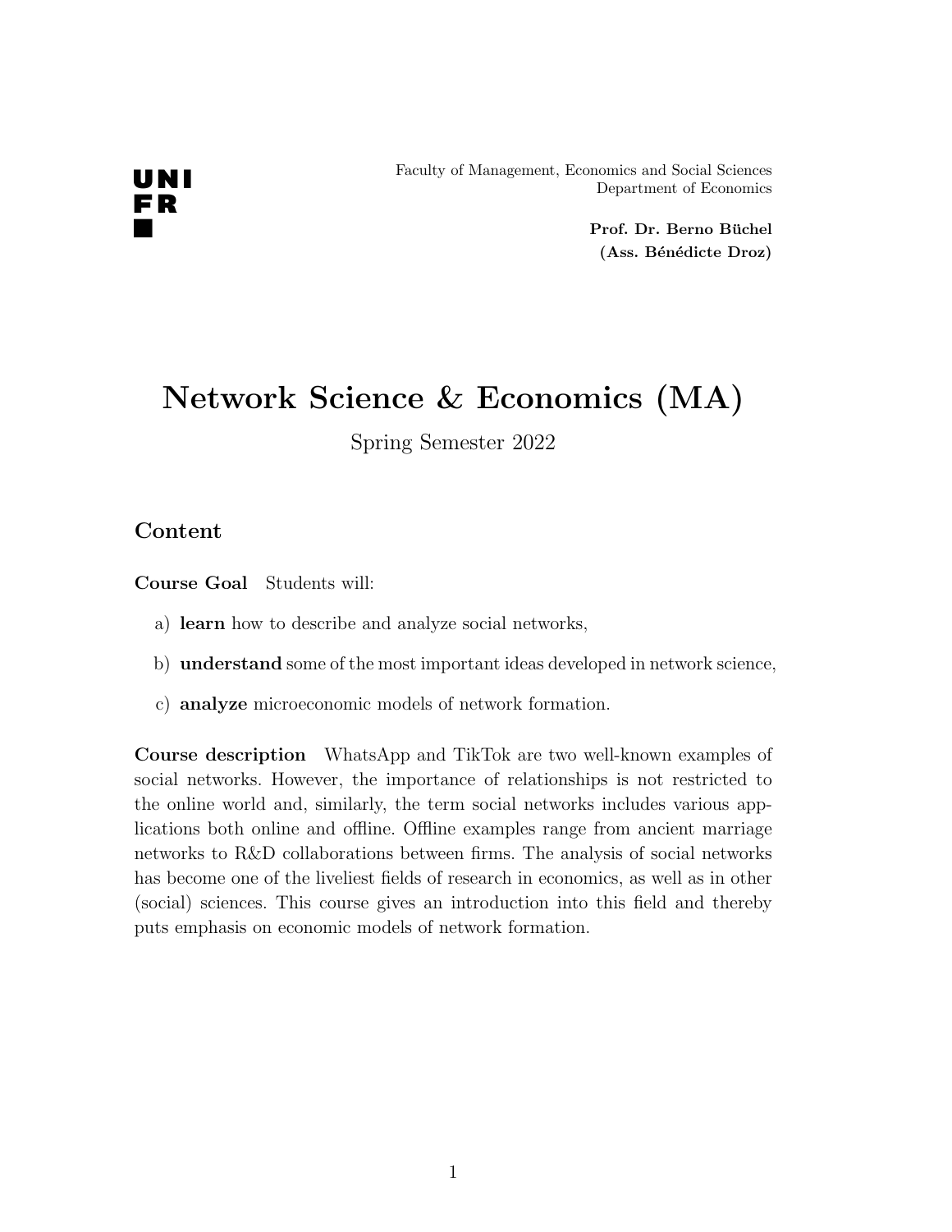UNI
FR

Faculty of Management, Economics and Social Sciences
Department of Economics

**Prof. Dr. Berno Büchel**
**(Ass. Bénédicte Droz)**

# Network Science & Economics (MA)

Spring Semester 2022

## Content

**Course Goal** Students will:

a) **learn** how to describe and analyze social networks,

b) **understand** some of the most important ideas developed in network science,

c) **analyze** microeconomic models of network formation.

**Course description** WhatsApp and TikTok are two well-known examples of social networks. However, the importance of relationships is not restricted to the online world and, similarly, the term social networks includes various applications both online and offline. Offline examples range from ancient marriage networks to R&D collaborations between firms. The analysis of social networks has become one of the liveliest fields of research in economics, as well as in other (social) sciences. This course gives an introduction into this field and thereby puts emphasis on economic models of network formation.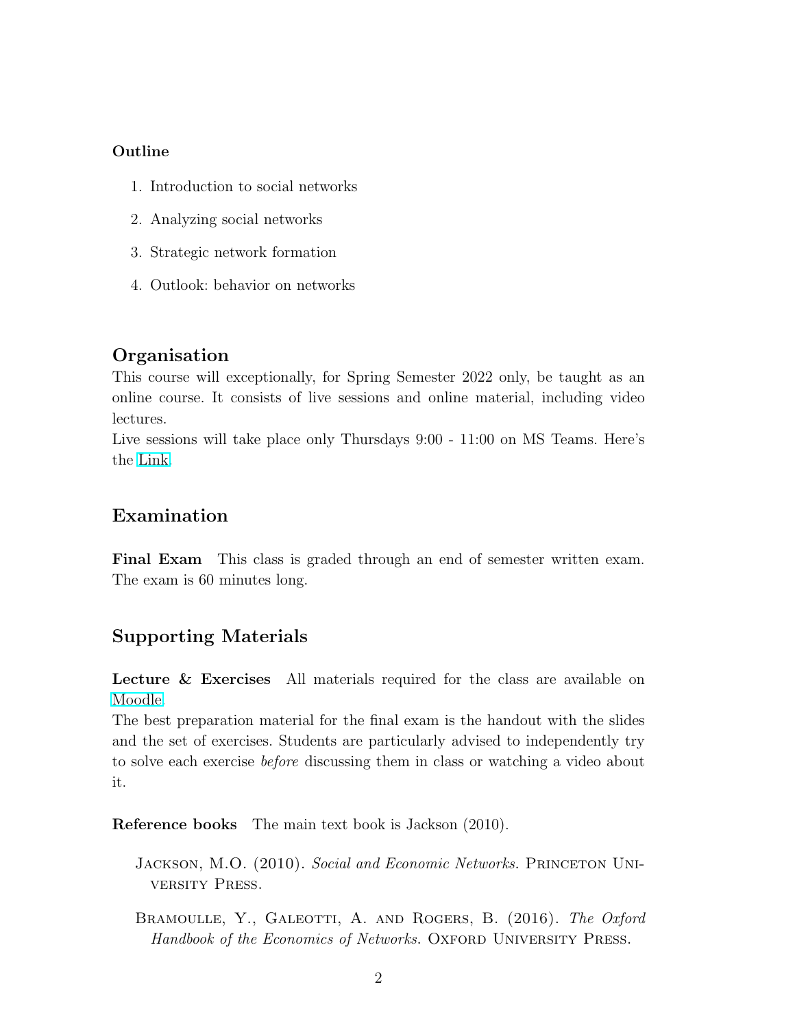**Outline**

1. Introduction to social networks
2. Analyzing social networks
3. Strategic network formation
4. Outlook: behavior on networks

## Organisation

This course will exceptionally, for Spring Semester 2022 only, be taught as an online course. It consists of live sessions and online material, including video lectures.

Live sessions will take place only Thursdays 9:00 - 11:00 on MS Teams. Here's the Link.

## Examination

**Final Exam** This class is graded through an end of semester written exam. The exam is 60 minutes long.

## Supporting Materials

**Lecture & Exercises** All materials required for the class are available on Moodle.

The best preparation material for the final exam is the handout with the slides and the set of exercises. Students are particularly advised to independently try to solve each exercise *before* discussing them in class or watching a video about it.

**Reference books** The main text book is Jackson (2010).

Jackson, M.O. (2010). *Social and Economic Networks.* Princeton University Press.

Bramoulle, Y., Galeotti, A. and Rogers, B. (2016). *The Oxford Handbook of the Economics of Networks.* Oxford University Press.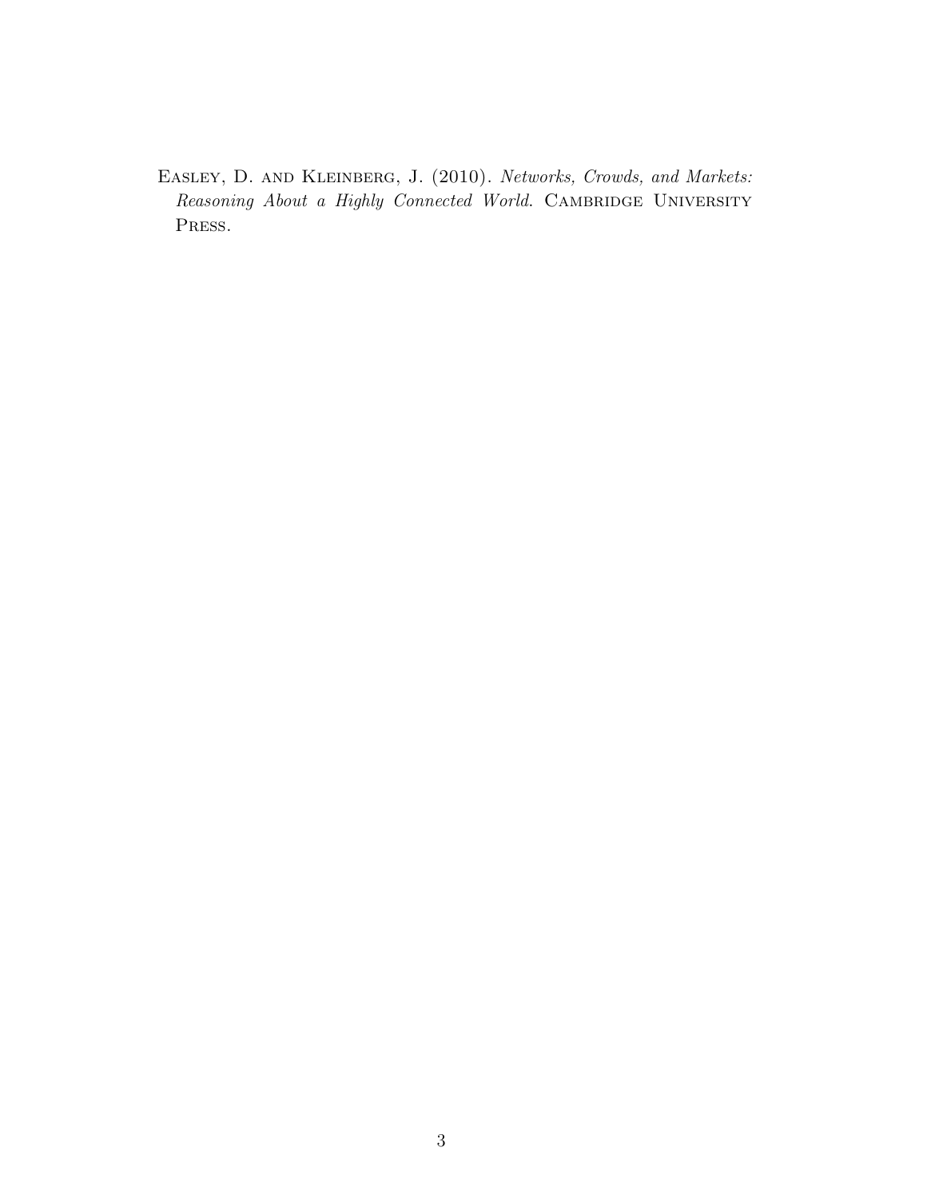Easley, D. and Kleinberg, J. (2010). *Networks, Crowds, and Markets: Reasoning About a Highly Connected World*. Cambridge University Press.